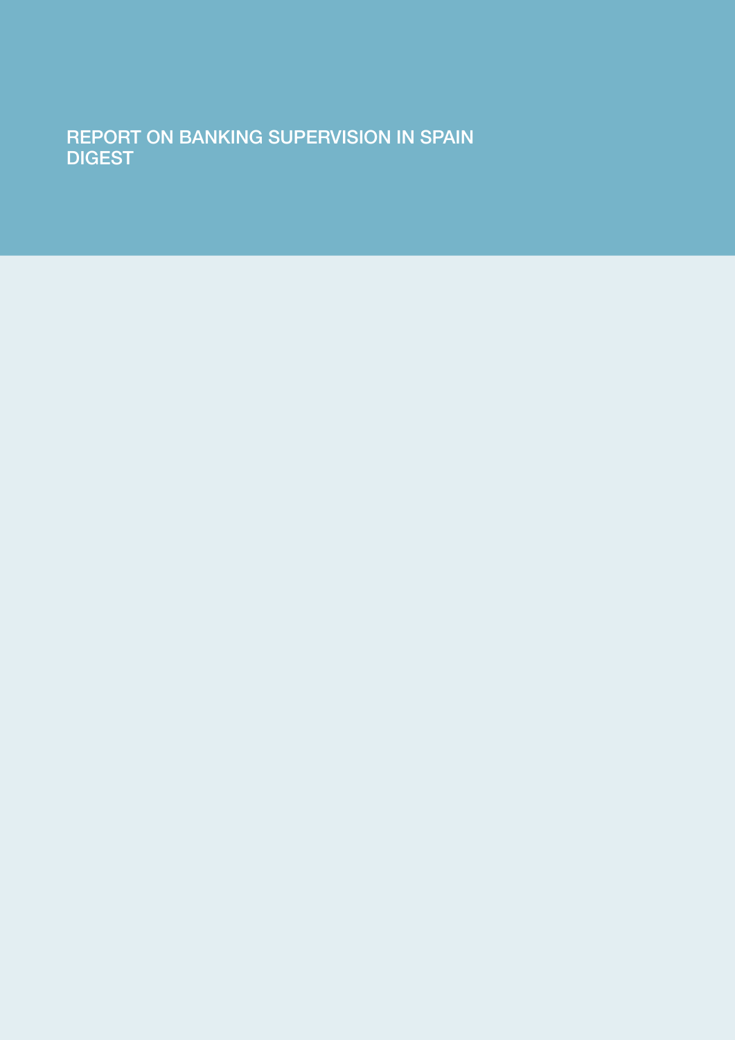# REPORT ON BANKING SUPERVISION IN SPAIN
# DIGEST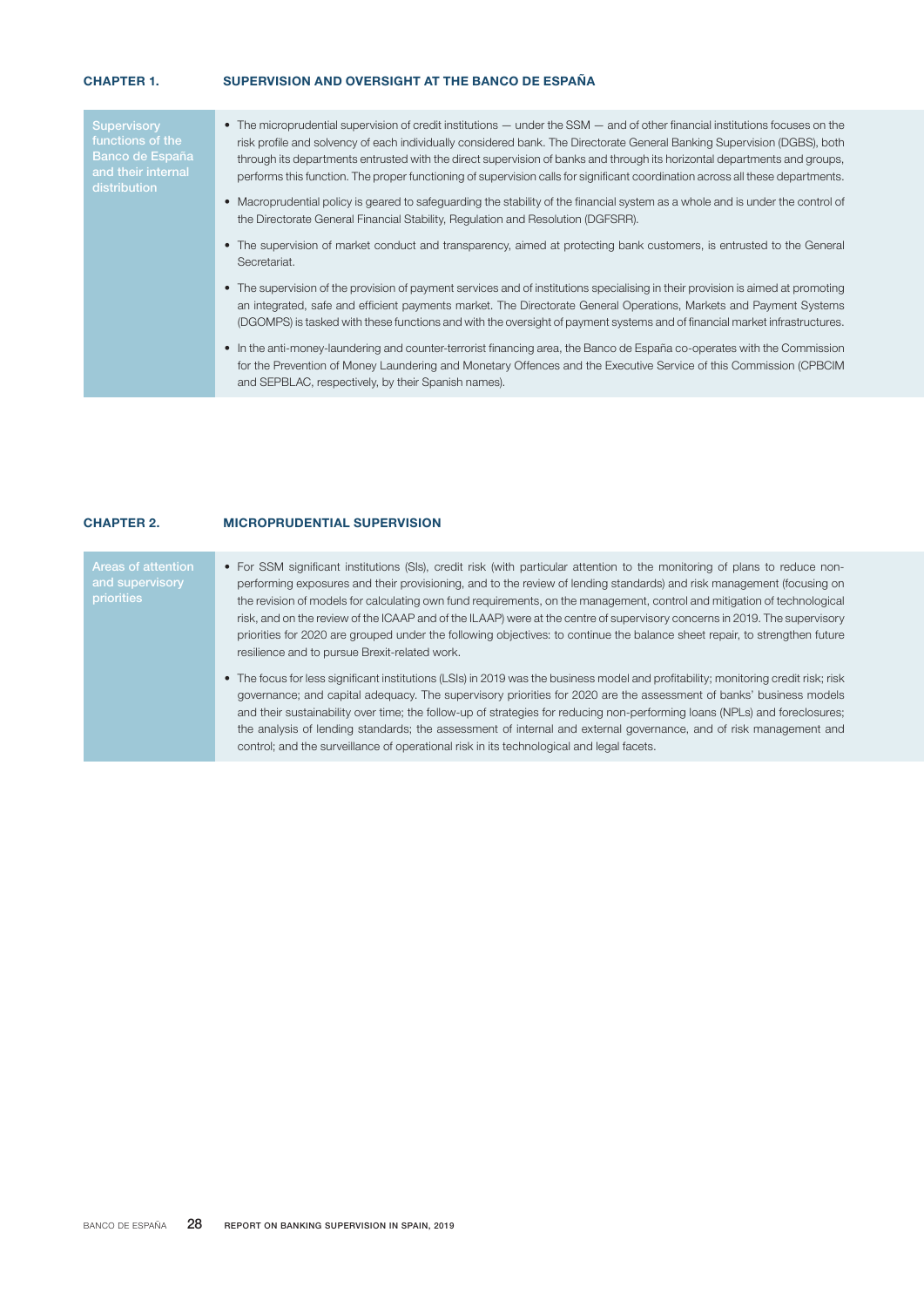## CHAPTER 1. SUPERVISION AND OVERSIGHT AT THE BANCO DE ESPAÑA

**Supervisory functions of the Banco de España and their internal distribution**

- The microprudential supervision of credit institutions — under the SSM — and of other financial institutions focuses on the risk profile and solvency of each individually considered bank. The Directorate General Banking Supervision (DGBS), both through its departments entrusted with the direct supervision of banks and through its horizontal departments and groups, performs this function. The proper functioning of supervision calls for significant coordination across all these departments.
- Macroprudential policy is geared to safeguarding the stability of the financial system as a whole and is under the control of the Directorate General Financial Stability, Regulation and Resolution (DGFSRR).
- The supervision of market conduct and transparency, aimed at protecting bank customers, is entrusted to the General Secretariat.
- The supervision of the provision of payment services and of institutions specialising in their provision is aimed at promoting an integrated, safe and efficient payments market. The Directorate General Operations, Markets and Payment Systems (DGOMPS) is tasked with these functions and with the oversight of payment systems and of financial market infrastructures.
- In the anti-money-laundering and counter-terrorist financing area, the Banco de España co-operates with the Commission for the Prevention of Money Laundering and Monetary Offences and the Executive Service of this Commission (CPBCIM and SEPBLAC, respectively, by their Spanish names).

## CHAPTER 2. MICROPRUDENTIAL SUPERVISION

**Areas of attention and supervisory priorities**

- For SSM significant institutions (SIs), credit risk (with particular attention to the monitoring of plans to reduce non-performing exposures and their provisioning, and to the review of lending standards) and risk management (focusing on the revision of models for calculating own fund requirements, on the management, control and mitigation of technological risk, and on the review of the ICAAP and of the ILAAP) were at the centre of supervisory concerns in 2019. The supervisory priorities for 2020 are grouped under the following objectives: to continue the balance sheet repair, to strengthen future resilience and to pursue Brexit-related work.
- The focus for less significant institutions (LSIs) in 2019 was the business model and profitability; monitoring credit risk; risk governance; and capital adequacy. The supervisory priorities for 2020 are the assessment of banks' business models and their sustainability over time; the follow-up of strategies for reducing non-performing loans (NPLs) and foreclosures; the analysis of lending standards; the assessment of internal and external governance, and of risk management and control; and the surveillance of operational risk in its technological and legal facets.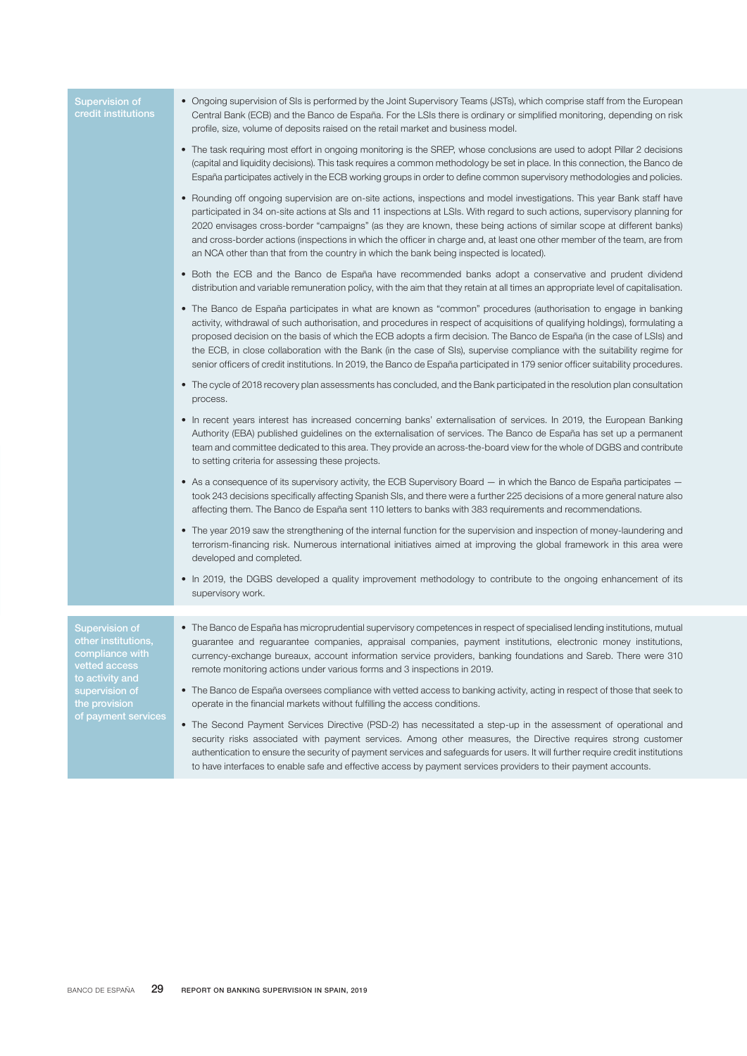| Supervision of credit institutions | |
|---|---|
| | • Ongoing supervision of SIs is performed by the Joint Supervisory Teams (JSTs), which comprise staff from the European Central Bank (ECB) and the Banco de España. For the LSIs there is ordinary or simplified monitoring, depending on risk profile, size, volume of deposits raised on the retail market and business model. |
| | • The task requiring most effort in ongoing monitoring is the SREP, whose conclusions are used to adopt Pillar 2 decisions (capital and liquidity decisions). This task requires a common methodology be set in place. In this connection, the Banco de España participates actively in the ECB working groups in order to define common supervisory methodologies and policies. |
| | • Rounding off ongoing supervision are on-site actions, inspections and model investigations. This year Bank staff have participated in 34 on-site actions at SIs and 11 inspections at LSIs. With regard to such actions, supervisory planning for 2020 envisages cross-border "campaigns" (as they are known, these being actions of similar scope at different banks) and cross-border actions (inspections in which the officer in charge and, at least one other member of the team, are from an NCA other than that from the country in which the bank being inspected is located). |
| | • Both the ECB and the Banco de España have recommended banks adopt a conservative and prudent dividend distribution and variable remuneration policy, with the aim that they retain at all times an appropriate level of capitalisation. |
| | • The Banco de España participates in what are known as "common" procedures (authorisation to engage in banking activity, withdrawal of such authorisation, and procedures in respect of acquisitions of qualifying holdings), formulating a proposed decision on the basis of which the ECB adopts a firm decision. The Banco de España (in the case of LSIs) and the ECB, in close collaboration with the Bank (in the case of SIs), supervise compliance with the suitability regime for senior officers of credit institutions. In 2019, the Banco de España participated in 179 senior officer suitability procedures. |
| | • The cycle of 2018 recovery plan assessments has concluded, and the Bank participated in the resolution plan consultation process. |
| | • In recent years interest has increased concerning banks' externalisation of services. In 2019, the European Banking Authority (EBA) published guidelines on the externalisation of services. The Banco de España has set up a permanent team and committee dedicated to this area. They provide an across-the-board view for the whole of DGBS and contribute to setting criteria for assessing these projects. |
| | • As a consequence of its supervisory activity, the ECB Supervisory Board — in which the Banco de España participates — took 243 decisions specifically affecting Spanish SIs, and there were a further 225 decisions of a more general nature also affecting them. The Banco de España sent 110 letters to banks with 383 requirements and recommendations. |
| | • The year 2019 saw the strengthening of the internal function for the supervision and inspection of money-laundering and terrorism-financing risk. Numerous international initiatives aimed at improving the global framework in this area were developed and completed. |
| | • In 2019, the DGBS developed a quality improvement methodology to contribute to the ongoing enhancement of its supervisory work. |

| Supervision of other institutions, compliance with vetted access to activity and supervision of the provision of payment services | |
|---|---|
| | • The Banco de España has microprudential supervisory competences in respect of specialised lending institutions, mutual guarantee and reguarantee companies, appraisal companies, payment institutions, electronic money institutions, currency-exchange bureaux, account information service providers, banking foundations and Sareb. There were 310 remote monitoring actions under various forms and 3 inspections in 2019. |
| | • The Banco de España oversees compliance with vetted access to banking activity, acting in respect of those that seek to operate in the financial markets without fulfilling the access conditions. |
| | • The Second Payment Services Directive (PSD-2) has necessitated a step-up in the assessment of operational and security risks associated with payment services. Among other measures, the Directive requires strong customer authentication to ensure the security of payment services and safeguards for users. It will further require credit institutions to have interfaces to enable safe and effective access by payment services providers to their payment accounts. |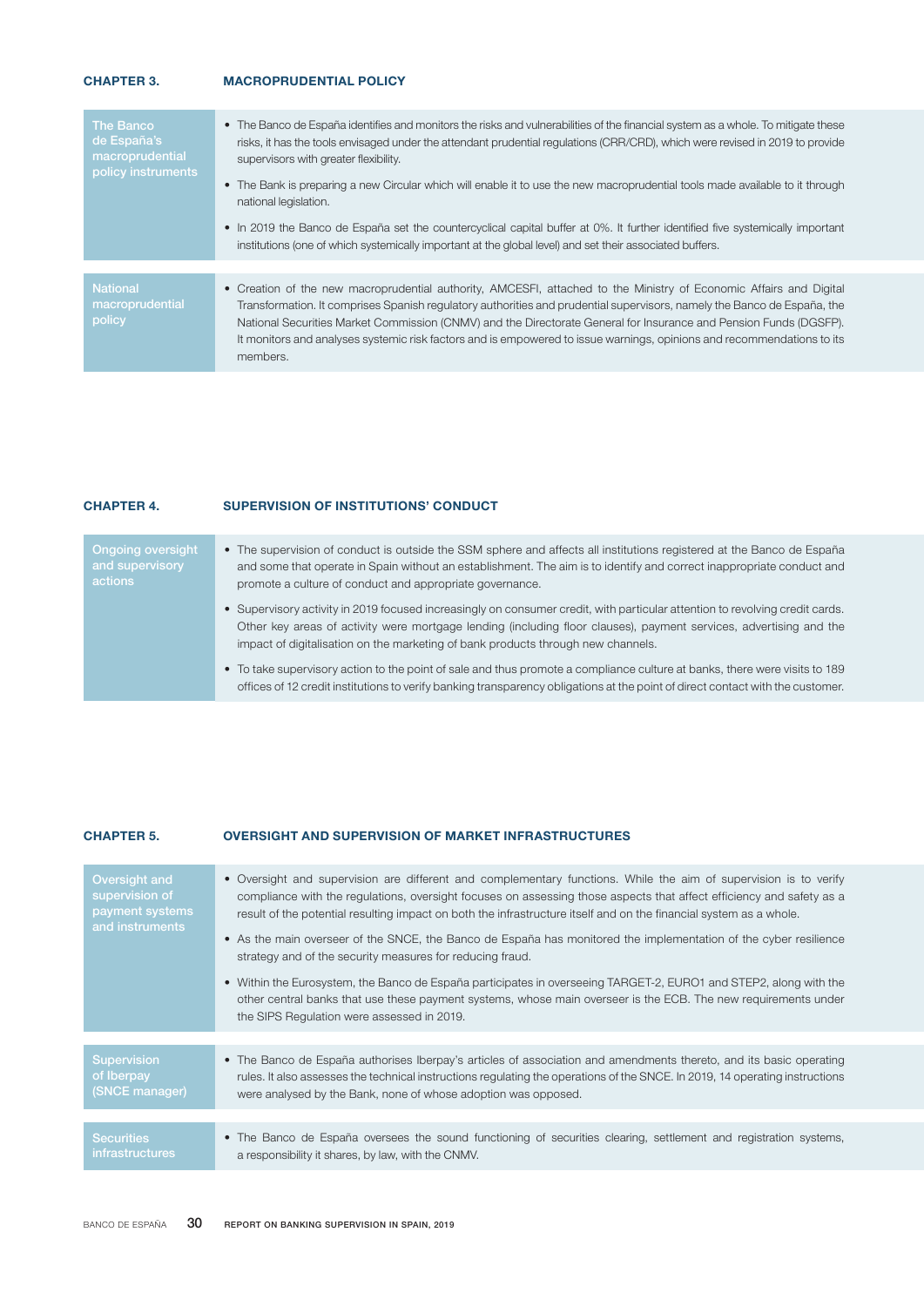## CHAPTER 3. MACROPRUDENTIAL POLICY

| | |
|---|---|
| **The Banco de España's macroprudential policy instruments** | • The Banco de España identifies and monitors the risks and vulnerabilities of the financial system as a whole. To mitigate these risks, it has the tools envisaged under the attendant prudential regulations (CRR/CRD), which were revised in 2019 to provide supervisors with greater flexibility.<br>• The Bank is preparing a new Circular which will enable it to use the new macroprudential tools made available to it through national legislation.<br>• In 2019 the Banco de España set the countercyclical capital buffer at 0%. It further identified five systemically important institutions (one of which systemically important at the global level) and set their associated buffers. |
| **National macroprudential policy** | • Creation of the new macroprudential authority, AMCESFI, attached to the Ministry of Economic Affairs and Digital Transformation. It comprises Spanish regulatory authorities and prudential supervisors, namely the Banco de España, the National Securities Market Commission (CNMV) and the Directorate General for Insurance and Pension Funds (DGSFP). It monitors and analyses systemic risk factors and is empowered to issue warnings, opinions and recommendations to its members. |

## CHAPTER 4. SUPERVISION OF INSTITUTIONS' CONDUCT

| | |
|---|---|
| **Ongoing oversight and supervisory actions** | • The supervision of conduct is outside the SSM sphere and affects all institutions registered at the Banco de España and some that operate in Spain without an establishment. The aim is to identify and correct inappropriate conduct and promote a culture of conduct and appropriate governance.<br>• Supervisory activity in 2019 focused increasingly on consumer credit, with particular attention to revolving credit cards. Other key areas of activity were mortgage lending (including floor clauses), payment services, advertising and the impact of digitalisation on the marketing of bank products through new channels.<br>• To take supervisory action to the point of sale and thus promote a compliance culture at banks, there were visits to 189 offices of 12 credit institutions to verify banking transparency obligations at the point of direct contact with the customer. |

## CHAPTER 5. OVERSIGHT AND SUPERVISION OF MARKET INFRASTRUCTURES

| | |
|---|---|
| **Oversight and supervision of payment systems and instruments** | • Oversight and supervision are different and complementary functions. While the aim of supervision is to verify compliance with the regulations, oversight focuses on assessing those aspects that affect efficiency and safety as a result of the potential resulting impact on both the infrastructure itself and on the financial system as a whole.<br>• As the main overseer of the SNCE, the Banco de España has monitored the implementation of the cyber resilience strategy and of the security measures for reducing fraud.<br>• Within the Eurosystem, the Banco de España participates in overseeing TARGET-2, EURO1 and STEP2, along with the other central banks that use these payment systems, whose main overseer is the ECB. The new requirements under the SIPS Regulation were assessed in 2019. |
| **Supervision of Iberpay (SNCE manager)** | • The Banco de España authorises Iberpay's articles of association and amendments thereto, and its basic operating rules. It also assesses the technical instructions regulating the operations of the SNCE. In 2019, 14 operating instructions were analysed by the Bank, none of whose adoption was opposed. |
| **Securities infrastructures** | • The Banco de España oversees the sound functioning of securities clearing, settlement and registration systems, a responsibility it shares, by law, with the CNMV. |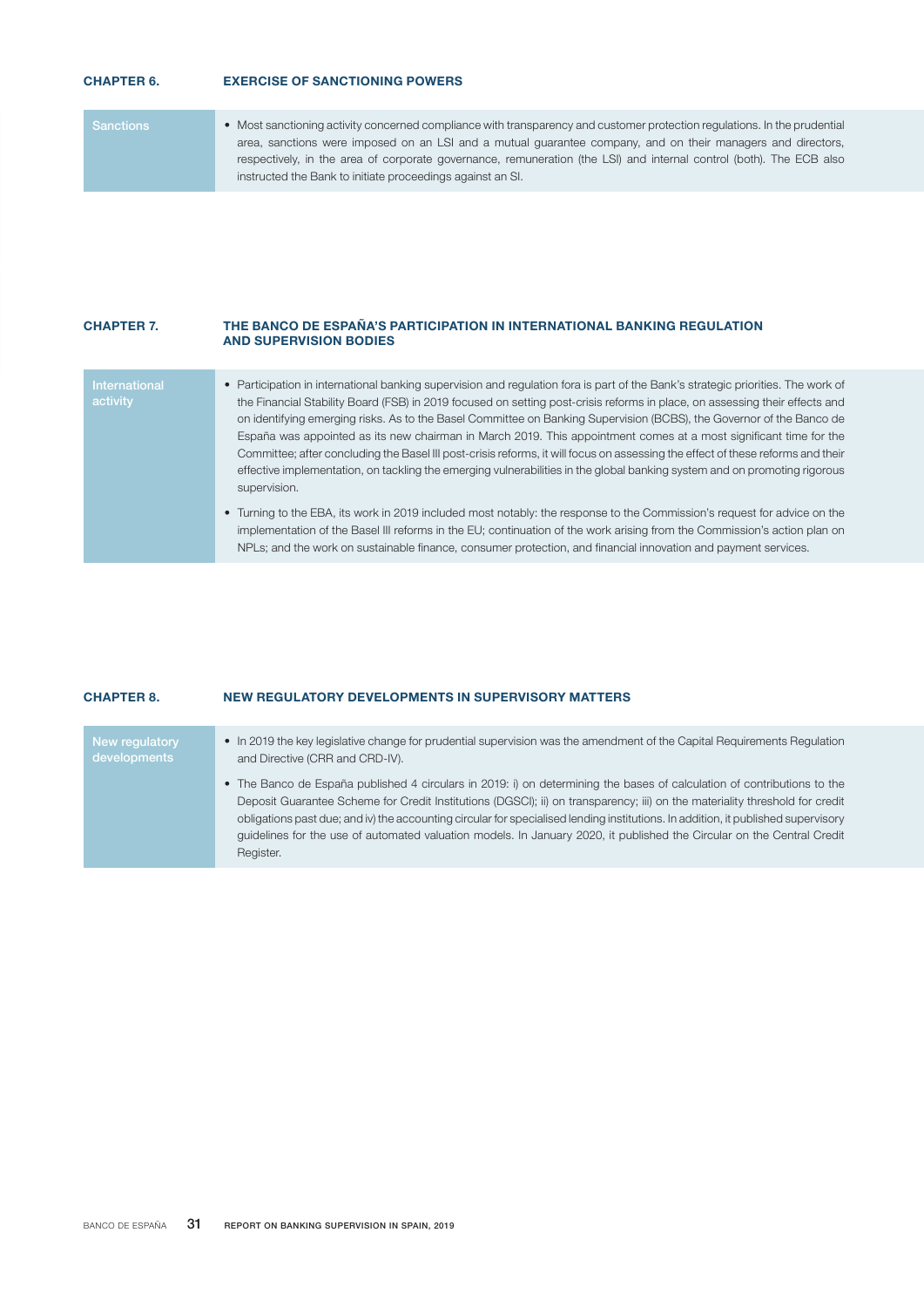## CHAPTER 6. EXERCISE OF SANCTIONING POWERS

**Sanctions**

- Most sanctioning activity concerned compliance with transparency and customer protection regulations. In the prudential area, sanctions were imposed on an LSI and a mutual guarantee company, and on their managers and directors, respectively, in the area of corporate governance, remuneration (the LSI) and internal control (both). The ECB also instructed the Bank to initiate proceedings against an SI.

## CHAPTER 7. THE BANCO DE ESPAÑA'S PARTICIPATION IN INTERNATIONAL BANKING REGULATION AND SUPERVISION BODIES

**International activity**

- Participation in international banking supervision and regulation fora is part of the Bank's strategic priorities. The work of the Financial Stability Board (FSB) in 2019 focused on setting post-crisis reforms in place, on assessing their effects and on identifying emerging risks. As to the Basel Committee on Banking Supervision (BCBS), the Governor of the Banco de España was appointed as its new chairman in March 2019. This appointment comes at a most significant time for the Committee; after concluding the Basel III post-crisis reforms, it will focus on assessing the effect of these reforms and their effective implementation, on tackling the emerging vulnerabilities in the global banking system and on promoting rigorous supervision.
- Turning to the EBA, its work in 2019 included most notably: the response to the Commission's request for advice on the implementation of the Basel III reforms in the EU; continuation of the work arising from the Commission's action plan on NPLs; and the work on sustainable finance, consumer protection, and financial innovation and payment services.

## CHAPTER 8. NEW REGULATORY DEVELOPMENTS IN SUPERVISORY MATTERS

**New regulatory developments**

- In 2019 the key legislative change for prudential supervision was the amendment of the Capital Requirements Regulation and Directive (CRR and CRD-IV).
- The Banco de España published 4 circulars in 2019: i) on determining the bases of calculation of contributions to the Deposit Guarantee Scheme for Credit Institutions (DGSCI); ii) on transparency; iii) on the materiality threshold for credit obligations past due; and iv) the accounting circular for specialised lending institutions. In addition, it published supervisory guidelines for the use of automated valuation models. In January 2020, it published the Circular on the Central Credit Register.